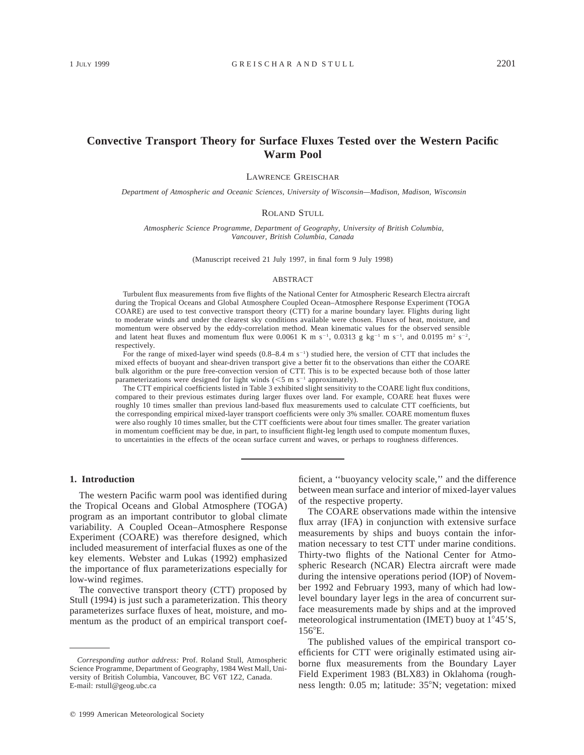# Convective Transport Theory for Surface Fluxes Tested over the Western Pacific Warm Pool

LAWRENCE GREISCHAR

*Department of Atmospheric and Oceanic Sciences, University of Wisconsin—Madison, Madison, Wisconsin*

ROLAND STULL

*Atmospheric Science Programme, Department of Geography, University of British Columbia, Vancouver, British Columbia, Canada*

(Manuscript received 21 July 1997, in final form 9 July 1998)

## ABSTRACT

Turbulent flux measurements from five flights of the National Center for Atmospheric Research Electra aircraft during the Tropical Oceans and Global Atmosphere Coupled Ocean–Atmosphere Response Experiment (TOGA COARE) are used to test convective transport theory (CTT) for a marine boundary layer. Flights during light to moderate winds and under the clearest sky conditions available were chosen. Fluxes of heat, moisture, and momentum were observed by the eddy-correlation method. Mean kinematic values for the observed sensible and latent heat fluxes and momentum flux were 0.0061 K m s$^{-1}$, 0.0313 g kg$^{-1}$ m s$^{-1}$, and 0.0195 m$^2$ s$^{-2}$, respectively.

For the range of mixed-layer wind speeds (0.8–8.4 m s$^{-1}$) studied here, the version of CTT that includes the mixed effects of buoyant and shear-driven transport give a better fit to the observations than either the COARE bulk algorithm or the pure free-convection version of CTT. This is to be expected because both of those latter parameterizations were designed for light winds ($<$5 m s$^{-1}$ approximately).

The CTT empirical coefficients listed in Table 3 exhibited slight sensitivity to the COARE light flux conditions, compared to their previous estimates during larger fluxes over land. For example, COARE heat fluxes were roughly 10 times smaller than previous land-based flux measurements used to calculate CTT coefficients, but the corresponding empirical mixed-layer transport coefficients were only 3% smaller. COARE momentum fluxes were also roughly 10 times smaller, but the CTT coefficients were about four times smaller. The greater variation in momentum coefficient may be due, in part, to insufficient flight-leg length used to compute momentum fluxes, to uncertainties in the effects of the ocean surface current and waves, or perhaps to roughness differences.

## 1. Introduction

The western Pacific warm pool was identified during the Tropical Oceans and Global Atmosphere (TOGA) program as an important contributor to global climate variability. A Coupled Ocean–Atmosphere Response Experiment (COARE) was therefore designed, which included measurement of interfacial fluxes as one of the key elements. Webster and Lukas (1992) emphasized the importance of flux parameterizations especially for low-wind regimes.

The convective transport theory (CTT) proposed by Stull (1994) is just such a parameterization. This theory parameterizes surface fluxes of heat, moisture, and momentum as the product of an empirical transport coefficient, a ''buoyancy velocity scale,'' and the difference between mean surface and interior of mixed-layer values of the respective property.

The COARE observations made within the intensive flux array (IFA) in conjunction with extensive surface measurements by ships and buoys contain the information necessary to test CTT under marine conditions. Thirty-two flights of the National Center for Atmospheric Research (NCAR) Electra aircraft were made during the intensive operations period (IOP) of November 1992 and February 1993, many of which had low-level boundary layer legs in the area of concurrent surface measurements made by ships and at the improved meteorological instrumentation (IMET) buoy at 1°45′S, 156°E.

The published values of the empirical transport coefficients for CTT were originally estimated using airborne flux measurements from the Boundary Layer Field Experiment 1983 (BLX83) in Oklahoma (roughness length: 0.05 m; latitude: 35°N; vegetation: mixed

*Corresponding author address:* Prof. Roland Stull, Atmospheric Science Programme, Department of Geography, 1984 West Mall, University of British Columbia, Vancouver, BC V6T 1Z2, Canada.
E-mail: rstull@geog.ubc.ca

© 1999 American Meteorological Society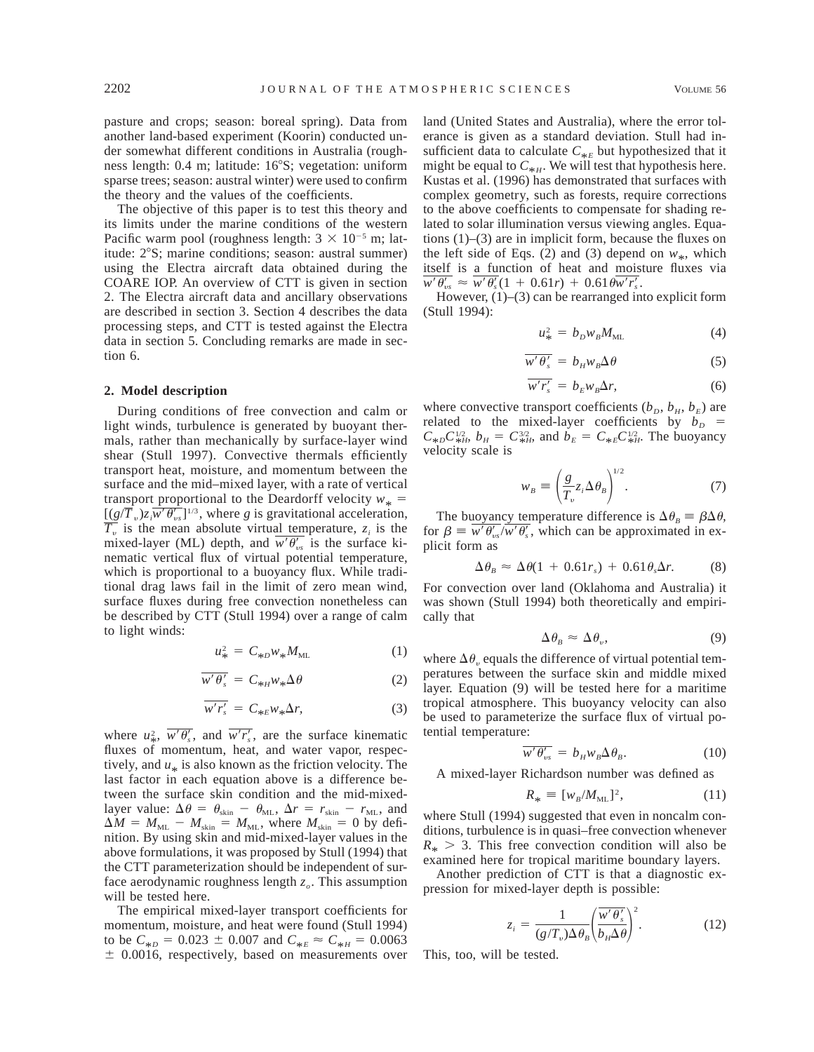pasture and crops; season: boreal spring). Data from another land-based experiment (Koorin) conducted under somewhat different conditions in Australia (roughness length: 0.4 m; latitude: 16°S; vegetation: uniform sparse trees; season: austral winter) were used to confirm the theory and the values of the coefficients.

The objective of this paper is to test this theory and its limits under the marine conditions of the western Pacific warm pool (roughness length: $3 \times 10^{-5}$ m; latitude: 2°S; marine conditions; season: austral summer) using the Electra aircraft data obtained during the COARE IOP. An overview of CTT is given in section 2. The Electra aircraft data and ancillary observations are described in section 3. Section 4 describes the data processing steps, and CTT is tested against the Electra data in section 5. Concluding remarks are made in section 6.

## 2. Model description

During conditions of free convection and calm or light winds, turbulence is generated by buoyant thermals, rather than mechanically by surface-layer wind shear (Stull 1997). Convective thermals efficiently transport heat, moisture, and momentum between the surface and the mid–mixed layer, with a rate of vertical transport proportional to the Deardorff velocity $w_* = [(g/\overline{T}_v)z_i\overline{w'\theta'_{vs}}]^{1/3}$, where $g$ is gravitational acceleration, $\overline{T}_v$ is the mean absolute virtual temperature, $z_i$ is the mixed-layer (ML) depth, and $\overline{w'\theta'_{vs}}$ is the surface kinematic vertical flux of virtual potential temperature, which is proportional to a buoyancy flux. While traditional drag laws fail in the limit of zero mean wind, surface fluxes during free convection nonetheless can be described by CTT (Stull 1994) over a range of calm to light winds:

$$u_*^2 = C_{*D} w_* M_{\mathrm{ML}} \tag{1}$$

$$\overline{w'\theta'_s} = C_{*H} w_* \Delta\theta \tag{2}$$

$$\overline{w'r'_s} = C_{*E} w_* \Delta r, \tag{3}$$

where $u_*^2$, $\overline{w'\theta'_s}$, and $\overline{w'r'_s}$, are the surface kinematic fluxes of momentum, heat, and water vapor, respectively, and $u_*$ is also known as the friction velocity. The last factor in each equation above is a difference between the surface skin condition and the mid-mixed-layer value: $\Delta\theta = \theta_{\mathrm{skin}} - \theta_{\mathrm{ML}}$, $\Delta r = r_{\mathrm{skin}} - r_{\mathrm{ML}}$, and $\Delta M = M_{\mathrm{ML}} - M_{\mathrm{skin}} = M_{\mathrm{ML}}$, where $M_{\mathrm{skin}} = 0$ by definition. By using skin and mid-mixed-layer values in the above formulations, it was proposed by Stull (1994) that the CTT parameterization should be independent of surface aerodynamic roughness length $z_o$. This assumption will be tested here.

The empirical mixed-layer transport coefficients for momentum, moisture, and heat were found (Stull 1994) to be $C_{*D} = 0.023 \pm 0.007$ and $C_{*E} \approx C_{*H} = 0.0063 \pm 0.0016$, respectively, based on measurements over land (United States and Australia), where the error tolerance is given as a standard deviation. Stull had insufficient data to calculate $C_{*E}$ but hypothesized that it might be equal to $C_{*H}$. We will test that hypothesis here. Kustas et al. (1996) has demonstrated that surfaces with complex geometry, such as forests, require corrections to the above coefficients to compensate for shading related to solar illumination versus viewing angles. Equations (1)–(3) are in implicit form, because the fluxes on the left side of Eqs. (2) and (3) depend on $w_*$, which itself is a function of heat and moisture fluxes via $\overline{w'\theta'_{vs}} \approx \overline{w'\theta'_s}(1 + 0.61r) + 0.61\theta\overline{w'r'_s}$.

However, (1)–(3) can be rearranged into explicit form (Stull 1994):

$$u_*^2 = b_D w_B M_{\mathrm{ML}} \tag{4}$$

$$\overline{w'\theta'_s} = b_H w_B \Delta\theta \tag{5}$$

$$\overline{w'r'_s} = b_E w_B \Delta r, \tag{6}$$

where convective transport coefficients ($b_D$, $b_H$, $b_E$) are related to the mixed-layer coefficients by $b_D = C_{*D}C_{*H}^{1/2}$, $b_H = C_{*H}^{3/2}$, and $b_E = C_{*E}C_{*H}^{1/2}$. The buoyancy velocity scale is

$$w_B \equiv \left(\frac{g}{T_v} z_i \Delta\theta_B\right)^{1/2}. \tag{7}$$

The buoyancy temperature difference is $\Delta\theta_B \equiv \beta\Delta\theta$, for $\beta \equiv \overline{w'\theta'_{vs}}/\overline{w'\theta'_s}$, which can be approximated in explicit form as

$$\Delta\theta_B \approx \Delta\theta(1 + 0.61r_s) + 0.61\theta_s\Delta r. \tag{8}$$

For convection over land (Oklahoma and Australia) it was shown (Stull 1994) both theoretically and empirically that

$$\Delta\theta_B \approx \Delta\theta_v, \tag{9}$$

where $\Delta\theta_v$ equals the difference of virtual potential temperatures between the surface skin and middle mixed layer. Equation (9) will be tested here for a maritime tropical atmosphere. This buoyancy velocity can also be used to parameterize the surface flux of virtual potential temperature:

$$\overline{w'\theta'_{vs}} = b_H w_B \Delta\theta_B. \tag{10}$$

A mixed-layer Richardson number was defined as

$$R_* \equiv [w_B/M_{\mathrm{ML}}]^2, \tag{11}$$

where Stull (1994) suggested that even in noncalm conditions, turbulence is in quasi–free convection whenever $R_* > 3$. This free convection condition will also be examined here for tropical maritime boundary layers.

Another prediction of CTT is that a diagnostic expression for mixed-layer depth is possible:

$$z_i = \frac{1}{(g/T_v)\Delta\theta_B}\left(\frac{\overline{w'\theta'_s}}{b_H\Delta\theta}\right)^2. \tag{12}$$

This, too, will be tested.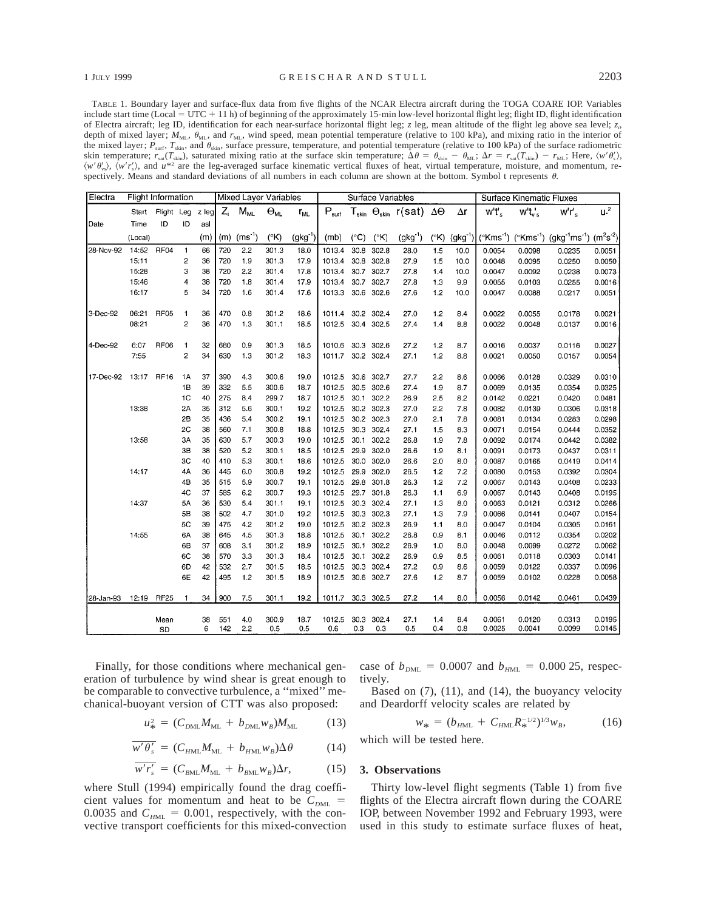TABLE 1. Boundary layer and surface-flux data from five flights of the NCAR Electra aircraft during the TOGA COARE IOP. Variables include start time (Local = UTC + 11 h) of beginning of the approximately 15-min low-level horizontal flight leg; flight ID, flight identification of Electra aircraft; leg ID, identification for each near-surface horizontal flight leg; *z* leg, mean altitude of the flight leg above sea level; $z_i$, depth of mixed layer; $M_{ML}$, $\theta_{ML}$, and $r_{ML}$, wind speed, mean potential temperature (relative to 100 kPa), and mixing ratio in the interior of the mixed layer; $P_{surf}$, $T_{skin}$, and $\theta_{skin}$, surface pressure, temperature, and potential temperature (relative to 100 kPa) of the surface radiometric skin temperature; $r_{sat}(T_{skin})$, saturated mixing ratio at the surface skin temperature; $\Delta\theta = \theta_{skin} - \theta_{ML}$; $\Delta r = r_{sat}(T_{skin}) - r_{ML}$; Here, $\langle w'\theta'_s \rangle$, $\langle w'\theta'_{vs} \rangle$, $\langle w'r'_s \rangle$, and $u^{*2}$ are the leg-averaged surface kinematic vertical fluxes of heat, virtual temperature, moisture, and momentum, respectively. Means and standard deviations of all numbers in each column are shown at the bottom. Symbol t represents $\theta$.

| Electra | Flight Information | | | | Mixed Layer Variables | | | | Surface Variables | | | | | | Surface Kinematic Fluxes | | | |
|---|---|---|---|---|---|---|---|---|---|---|---|---|---|---|---|---|---|---|
| | Start Time | Flight ID | Leg ID | z leg asl | $Z_i$ | $M_{ML}$ | $\Theta_{ML}$ | $r_{ML}$ | $P_{surf}$ | $T_{skin}$ | $\Theta_{skin}$ | r(sat) | $\Delta\Theta$ | $\Delta r$ | $w't'_s$ | $w't_v'_s$ | $w'r'_s$ | $u_*^2$ |
| Date | (Local) | | | (m) | (m) | (ms$^{-1}$) | (°K) | (gkg$^{-1}$) | (mb) | (°C) | (°K) | (gkg$^{-1}$) | (°K) | (gkg$^{-1}$) | (°Kms$^{-1}$) | (°Kms$^{-1}$) | (gkg$^{-1}$ms$^{-1}$) | (m$^2$s$^{-2}$) |
| 28-Nov-92 | 14:52 | RF04 | 1 | 66 | 720 | 2.2 | 301.3 | 18.0 | 1013.4 | 30.8 | 302.8 | 28.0 | 1.5 | 10.0 | 0.0054 | 0.0098 | 0.0235 | 0.0051 |
| | 15:11 | | 2 | 36 | 720 | 1.9 | 301.3 | 17.9 | 1013.4 | 30.8 | 302.8 | 27.9 | 1.5 | 10.0 | 0.0048 | 0.0095 | 0.0250 | 0.0050 |
| | 15:28 | | 3 | 38 | 720 | 2.2 | 301.4 | 17.8 | 1013.4 | 30.7 | 302.7 | 27.8 | 1.4 | 10.0 | 0.0047 | 0.0092 | 0.0238 | 0.0073 |
| | 15:46 | | 4 | 38 | 720 | 1.8 | 301.4 | 17.9 | 1013.4 | 30.7 | 302.7 | 27.8 | 1.3 | 9.9 | 0.0055 | 0.0103 | 0.0255 | 0.0016 |
| | 16:17 | | 5 | 34 | 720 | 1.6 | 301.4 | 17.6 | 1013.3 | 30.6 | 302.6 | 27.6 | 1.2 | 10.0 | 0.0047 | 0.0088 | 0.0217 | 0.0051 |
| 3-Dec-92 | 06:21 | RF05 | 1 | 36 | 470 | 0.8 | 301.2 | 18.6 | 1011.4 | 30.2 | 302.4 | 27.0 | 1.2 | 8.4 | 0.0022 | 0.0055 | 0.0178 | 0.0021 |
| | 08:21 | | 2 | 36 | 470 | 1.3 | 301.1 | 18.5 | 1012.5 | 30.4 | 302.5 | 27.4 | 1.4 | 8.8 | 0.0022 | 0.0048 | 0.0137 | 0.0016 |
| 4-Dec-92 | 6:07 | RF06 | 1 | 32 | 680 | 0.9 | 301.3 | 18.5 | 1010.6 | 30.3 | 302.6 | 27.2 | 1.2 | 8.7 | 0.0016 | 0.0037 | 0.0116 | 0.0027 |
| | 7:55 | | 2 | 34 | 630 | 1.3 | 301.2 | 18.3 | 1011.7 | 30.2 | 302.4 | 27.1 | 1.2 | 8.8 | 0.0021 | 0.0050 | 0.0157 | 0.0054 |
| 17-Dec-92 | 13:17 | RF16 | 1A | 37 | 390 | 4.3 | 300.6 | 19.0 | 1012.5 | 30.6 | 302.7 | 27.7 | 2.2 | 8.6 | 0.0066 | 0.0128 | 0.0329 | 0.0310 |
| | | | 1B | 39 | 332 | 5.5 | 300.6 | 18.7 | 1012.5 | 30.5 | 302.6 | 27.4 | 1.9 | 8.7 | 0.0069 | 0.0135 | 0.0354 | 0.0325 |
| | | | 1C | 40 | 275 | 8.4 | 299.7 | 18.7 | 1012.5 | 30.1 | 302.2 | 26.9 | 2.5 | 8.2 | 0.0142 | 0.0221 | 0.0420 | 0.0481 |
| | 13:38 | | 2A | 35 | 312 | 5.6 | 300.1 | 19.2 | 1012.5 | 30.2 | 302.3 | 27.0 | 2.2 | 7.8 | 0.0082 | 0.0139 | 0.0306 | 0.0318 |
| | | | 2B | 35 | 436 | 5.4 | 300.2 | 19.1 | 1012.5 | 30.2 | 302.3 | 27.0 | 2.1 | 7.8 | 0.0081 | 0.0134 | 0.0283 | 0.0298 |
| | | | 2C | 38 | 560 | 7.1 | 300.8 | 18.8 | 1012.5 | 30.3 | 302.4 | 27.1 | 1.5 | 8.3 | 0.0071 | 0.0154 | 0.0444 | 0.0352 |
| | 13:58 | | 3A | 35 | 630 | 5.7 | 300.3 | 19.0 | 1012.5 | 30.1 | 302.2 | 26.8 | 1.9 | 7.8 | 0.0092 | 0.0174 | 0.0442 | 0.0382 |
| | | | 3B | 38 | 520 | 5.2 | 300.1 | 18.5 | 1012.5 | 29.9 | 302.0 | 26.6 | 1.9 | 8.1 | 0.0091 | 0.0173 | 0.0437 | 0.0311 |
| | | | 3C | 40 | 410 | 5.3 | 300.1 | 18.6 | 1012.5 | 30.0 | 302.0 | 26.6 | 2.0 | 8.0 | 0.0087 | 0.0165 | 0.0419 | 0.0414 |
| | 14:17 | | 4A | 36 | 445 | 6.0 | 300.8 | 19.2 | 1012.5 | 29.9 | 302.0 | 26.5 | 1.2 | 7.2 | 0.0080 | 0.0153 | 0.0392 | 0.0304 |
| | | | 4B | 35 | 515 | 5.9 | 300.7 | 19.1 | 1012.5 | 29.8 | 301.8 | 26.3 | 1.2 | 7.2 | 0.0067 | 0.0143 | 0.0408 | 0.0233 |
| | | | 4C | 37 | 585 | 6.2 | 300.7 | 19.3 | 1012.5 | 29.7 | 301.8 | 26.3 | 1.1 | 6.9 | 0.0067 | 0.0143 | 0.0408 | 0.0195 |
| | 14:37 | | 5A | 36 | 530 | 5.4 | 301.1 | 19.1 | 1012.5 | 30.3 | 302.4 | 27.1 | 1.3 | 8.0 | 0.0063 | 0.0121 | 0.0312 | 0.0266 |
| | | | 5B | 38 | 502 | 4.7 | 301.0 | 19.2 | 1012.5 | 30.3 | 302.3 | 27.1 | 1.3 | 7.9 | 0.0066 | 0.0141 | 0.0407 | 0.0154 |
| | | | 5C | 39 | 475 | 4.2 | 301.2 | 19.0 | 1012.5 | 30.2 | 302.3 | 26.9 | 1.1 | 8.0 | 0.0047 | 0.0104 | 0.0305 | 0.0161 |
| | 14:55 | | 6A | 38 | 645 | 4.5 | 301.3 | 18.8 | 1012.5 | 30.1 | 302.2 | 26.8 | 0.9 | 8.1 | 0.0046 | 0.0112 | 0.0354 | 0.0202 |
| | | | 6B | 37 | 608 | 3.1 | 301.2 | 18.9 | 1012.5 | 30.1 | 302.2 | 26.9 | 1.0 | 8.0 | 0.0048 | 0.0099 | 0.0272 | 0.0062 |
| | | | 6C | 38 | 570 | 3.3 | 301.3 | 18.4 | 1012.5 | 30.1 | 302.2 | 26.9 | 0.9 | 8.5 | 0.0061 | 0.0118 | 0.0303 | 0.0141 |
| | | | 6D | 42 | 532 | 2.7 | 301.5 | 18.5 | 1012.5 | 30.3 | 302.4 | 27.2 | 0.9 | 8.6 | 0.0059 | 0.0122 | 0.0337 | 0.0096 |
| | | | 6E | 42 | 495 | 1.2 | 301.5 | 18.9 | 1012.5 | 30.6 | 302.7 | 27.6 | 1.2 | 8.7 | 0.0059 | 0.0102 | 0.0228 | 0.0058 |
| 28-Jan-93 | 12:19 | RF25 | 1 | 34 | 900 | 7.5 | 301.1 | 19.2 | 1011.7 | 30.3 | 302.5 | 27.2 | 1.4 | 8.0 | 0.0056 | 0.0142 | 0.0461 | 0.0439 |
| | | Mean | | 38 | 551 | 4.0 | 300.9 | 18.7 | 1012.5 | 30.3 | 302.4 | 27.1 | 1.4 | 8.4 | 0.0061 | 0.0120 | 0.0313 | 0.0195 |
| | | SD | | 6 | 142 | 2.2 | 0.5 | 0.5 | 0.6 | 0.3 | 0.3 | 0.5 | 0.4 | 0.8 | 0.0025 | 0.0041 | 0.0099 | 0.0145 |

Finally, for those conditions where mechanical generation of turbulence by wind shear is great enough to be comparable to convective turbulence, a "mixed" mechanical-buoyant version of CTT was also proposed:

$$u_*^2 = (C_{DML} M_{ML} + b_{DML} w_B) M_{ML} \tag{13}$$

$$\overline{w'\theta'_s} = (C_{HML} M_{ML} + b_{HML} w_B) \Delta\theta \tag{14}$$

$$\overline{w'r'_s} = (C_{BML} M_{ML} + b_{BML} w_B) \Delta r, \tag{15}$$

where Stull (1994) empirically found the drag coefficient values for momentum and heat to be $C_{DML}$ = 0.0035 and $C_{HML}$ = 0.001, respectively, with the convective transport coefficients for this mixed-convection case of $b_{DML}$ = 0.0007 and $b_{HML}$ = 0.000 25, respectively.

Based on (7), (11), and (14), the buoyancy velocity and Deardorff velocity scales are related by

$$w_* = (b_{HML} + C_{HML} R_*^{-1/2})^{1/3} w_B, \tag{16}$$

which will be tested here.

## 3. Observations

Thirty low-level flight segments (Table 1) from five flights of the Electra aircraft flown during the COARE IOP, between November 1992 and February 1993, were used in this study to estimate surface fluxes of heat,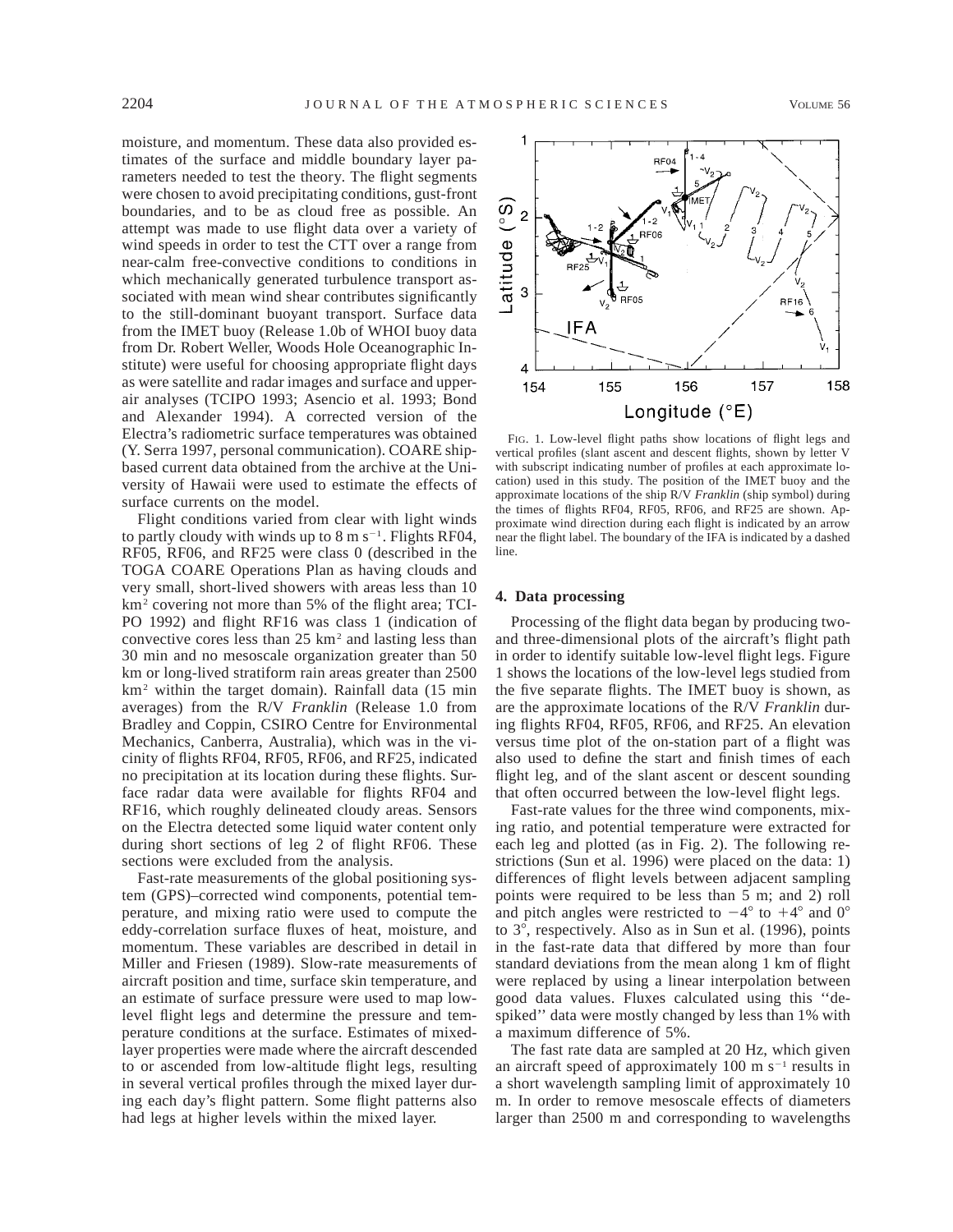moisture, and momentum. These data also provided estimates of the surface and middle boundary layer parameters needed to test the theory. The flight segments were chosen to avoid precipitating conditions, gust-front boundaries, and to be as cloud free as possible. An attempt was made to use flight data over a variety of wind speeds in order to test the CTT over a range from near-calm free-convective conditions to conditions in which mechanically generated turbulence transport associated with mean wind shear contributes significantly to the still-dominant buoyant transport. Surface data from the IMET buoy (Release 1.0b of WHOI buoy data from Dr. Robert Weller, Woods Hole Oceanographic Institute) were useful for choosing appropriate flight days as were satellite and radar images and surface and upper-air analyses (TCIPO 1993; Asencio et al. 1993; Bond and Alexander 1994). A corrected version of the Electra's radiometric surface temperatures was obtained (Y. Serra 1997, personal communication). COARE ship-based current data obtained from the archive at the University of Hawaii were used to estimate the effects of surface currents on the model.

Flight conditions varied from clear with light winds to partly cloudy with winds up to 8 m s$^{-1}$. Flights RF04, RF05, RF06, and RF25 were class 0 (described in the TOGA COARE Operations Plan as having clouds and very small, short-lived showers with areas less than 10 km$^2$ covering not more than 5% of the flight area; TCIPO 1992) and flight RF16 was class 1 (indication of convective cores less than 25 km$^2$ and lasting less than 30 min and no mesoscale organization greater than 50 km or long-lived stratiform rain areas greater than 2500 km$^2$ within the target domain). Rainfall data (15 min averages) from the R/V *Franklin* (Release 1.0 from Bradley and Coppin, CSIRO Centre for Environmental Mechanics, Canberra, Australia), which was in the vicinity of flights RF04, RF05, RF06, and RF25, indicated no precipitation at its location during these flights. Surface radar data were available for flights RF04 and RF16, which roughly delineated cloudy areas. Sensors on the Electra detected some liquid water content only during short sections of leg 2 of flight RF06. These sections were excluded from the analysis.

Fast-rate measurements of the global positioning system (GPS)–corrected wind components, potential temperature, and mixing ratio were used to compute the eddy-correlation surface fluxes of heat, moisture, and momentum. These variables are described in detail in Miller and Friesen (1989). Slow-rate measurements of aircraft position and time, surface skin temperature, and an estimate of surface pressure were used to map low-level flight legs and determine the pressure and temperature conditions at the surface. Estimates of mixed-layer properties were made where the aircraft descended to or ascended from low-altitude flight legs, resulting in several vertical profiles through the mixed layer during each day's flight pattern. Some flight patterns also had legs at higher levels within the mixed layer.

FIG. 1. Low-level flight paths show locations of flight legs and vertical profiles (slant ascent and descent flights, shown by letter V with subscript indicating number of profiles at each approximate location) used in this study. The position of the IMET buoy and the approximate locations of the ship R/V *Franklin* (ship symbol) during the times of flights RF04, RF05, RF06, and RF25 are shown. Approximate wind direction during each flight is indicated by an arrow near the flight label. The boundary of the IFA is indicated by a dashed line.

## 4. Data processing

Processing of the flight data began by producing two- and three-dimensional plots of the aircraft's flight path in order to identify suitable low-level flight legs. Figure 1 shows the locations of the low-level legs studied from the five separate flights. The IMET buoy is shown, as are the approximate locations of the R/V *Franklin* during flights RF04, RF05, RF06, and RF25. An elevation versus time plot of the on-station part of a flight was also used to define the start and finish times of each flight leg, and of the slant ascent or descent sounding that often occurred between the low-level flight legs.

Fast-rate values for the three wind components, mixing ratio, and potential temperature were extracted for each leg and plotted (as in Fig. 2). The following restrictions (Sun et al. 1996) were placed on the data: 1) differences of flight levels between adjacent sampling points were required to be less than 5 m; and 2) roll and pitch angles were restricted to $-4°$ to $+4°$ and $0°$ to $3°$, respectively. Also as in Sun et al. (1996), points in the fast-rate data that differed by more than four standard deviations from the mean along 1 km of flight were replaced by using a linear interpolation between good data values. Fluxes calculated using this ''despiked'' data were mostly changed by less than 1% with a maximum difference of 5%.

The fast rate data are sampled at 20 Hz, which given an aircraft speed of approximately 100 m s$^{-1}$ results in a short wavelength sampling limit of approximately 10 m. In order to remove mesoscale effects of diameters larger than 2500 m and corresponding to wavelengths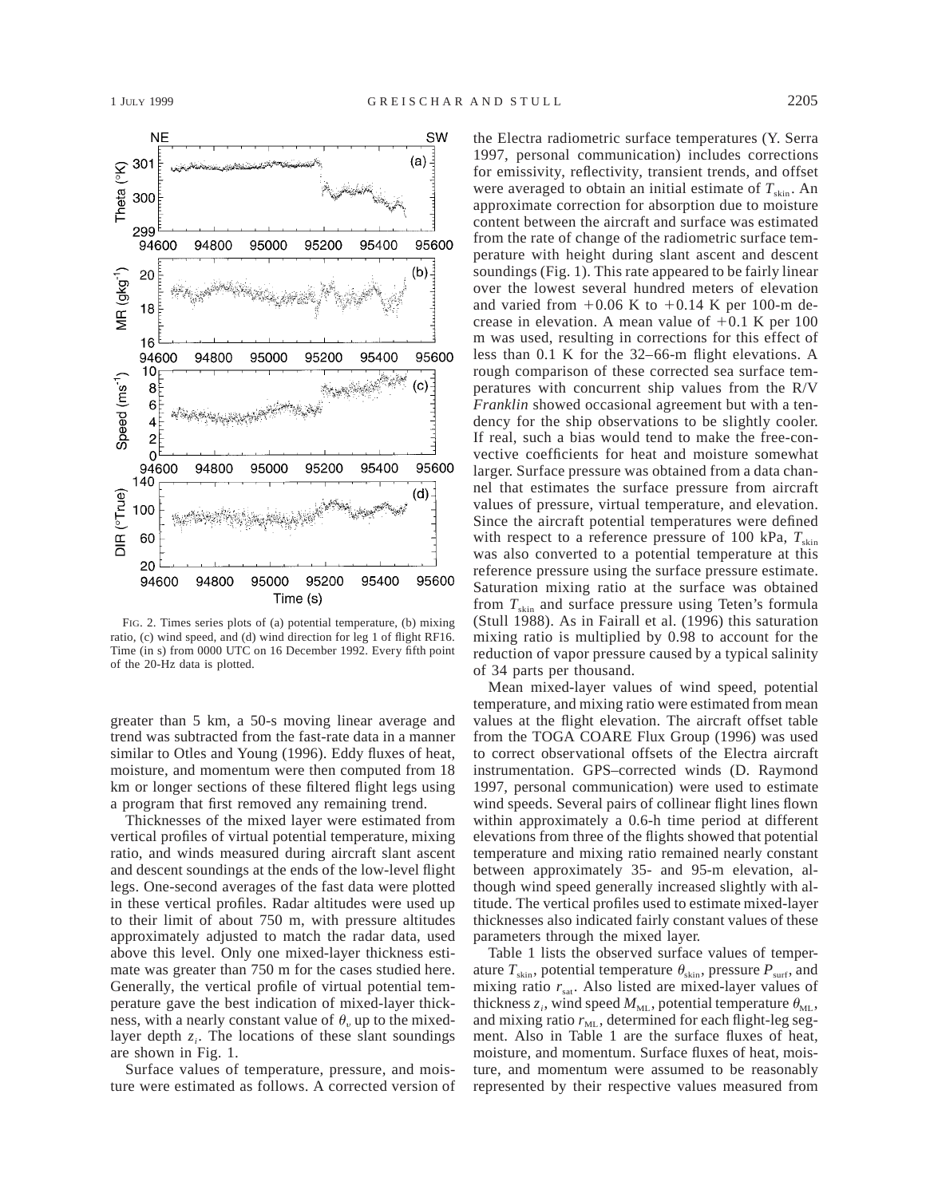FIG. 2. Times series plots of (a) potential temperature, (b) mixing ratio, (c) wind speed, and (d) wind direction for leg 1 of flight RF16. Time (in s) from 0000 UTC on 16 December 1992. Every fifth point of the 20-Hz data is plotted.

greater than 5 km, a 50-s moving linear average and trend was subtracted from the fast-rate data in a manner similar to Otles and Young (1996). Eddy fluxes of heat, moisture, and momentum were then computed from 18 km or longer sections of these filtered flight legs using a program that first removed any remaining trend.

Thicknesses of the mixed layer were estimated from vertical profiles of virtual potential temperature, mixing ratio, and winds measured during aircraft slant ascent and descent soundings at the ends of the low-level flight legs. One-second averages of the fast data were plotted in these vertical profiles. Radar altitudes were used up to their limit of about 750 m, with pressure altitudes approximately adjusted to match the radar data, used above this level. Only one mixed-layer thickness estimate was greater than 750 m for the cases studied here. Generally, the vertical profile of virtual potential temperature gave the best indication of mixed-layer thickness, with a nearly constant value of $\theta_v$ up to the mixed-layer depth $z_i$. The locations of these slant soundings are shown in Fig. 1.

Surface values of temperature, pressure, and moisture were estimated as follows. A corrected version of the Electra radiometric surface temperatures (Y. Serra 1997, personal communication) includes corrections for emissivity, reflectivity, transient trends, and offset were averaged to obtain an initial estimate of $T_{skin}$. An approximate correction for absorption due to moisture content between the aircraft and surface was estimated from the rate of change of the radiometric surface temperature with height during slant ascent and descent soundings (Fig. 1). This rate appeared to be fairly linear over the lowest several hundred meters of elevation and varied from +0.06 K to +0.14 K per 100-m decrease in elevation. A mean value of +0.1 K per 100 m was used, resulting in corrections for this effect of less than 0.1 K for the 32–66-m flight elevations. A rough comparison of these corrected sea surface temperatures with concurrent ship values from the R/V *Franklin* showed occasional agreement but with a tendency for the ship observations to be slightly cooler. If real, such a bias would tend to make the free-convective coefficients for heat and moisture somewhat larger. Surface pressure was obtained from a data channel that estimates the surface pressure from aircraft values of pressure, virtual temperature, and elevation. Since the aircraft potential temperatures were defined with respect to a reference pressure of 100 kPa, $T_{skin}$ was also converted to a potential temperature at this reference pressure using the surface pressure estimate. Saturation mixing ratio at the surface was obtained from $T_{skin}$ and surface pressure using Teten's formula (Stull 1988). As in Fairall et al. (1996) this saturation mixing ratio is multiplied by 0.98 to account for the reduction of vapor pressure caused by a typical salinity of 34 parts per thousand.

Mean mixed-layer values of wind speed, potential temperature, and mixing ratio were estimated from mean values at the flight elevation. The aircraft offset table from the TOGA COARE Flux Group (1996) was used to correct observational offsets of the Electra aircraft instrumentation. GPS–corrected winds (D. Raymond 1997, personal communication) were used to estimate wind speeds. Several pairs of collinear flight lines flown within approximately a 0.6-h time period at different elevations from three of the flights showed that potential temperature and mixing ratio remained nearly constant between approximately 35- and 95-m elevation, although wind speed generally increased slightly with altitude. The vertical profiles used to estimate mixed-layer thicknesses also indicated fairly constant values of these parameters through the mixed layer.

Table 1 lists the observed surface values of temperature $T_{skin}$, potential temperature $\theta_{skin}$, pressure $P_{surf}$, and mixing ratio $r_{sat}$. Also listed are mixed-layer values of thickness $z_i$, wind speed $M_{ML}$, potential temperature $\theta_{ML}$, and mixing ratio $r_{ML}$, determined for each flight-leg segment. Also in Table 1 are the surface fluxes of heat, moisture, and momentum. Surface fluxes of heat, moisture, and momentum were assumed to be reasonably represented by their respective values measured from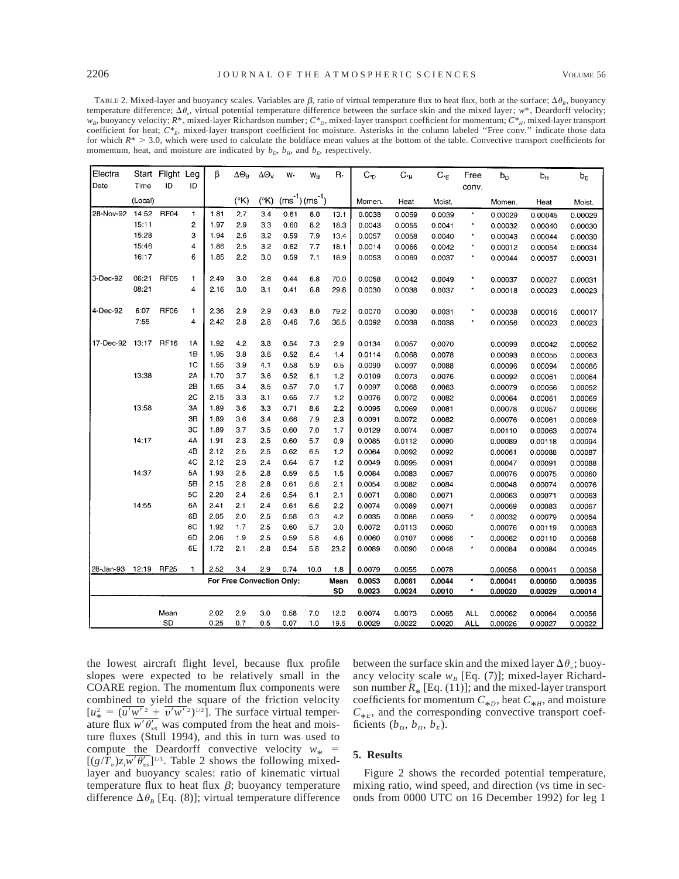TABLE 2. Mixed-layer and buoyancy scales. Variables are $\beta$, ratio of virtual temperature flux to heat flux, both at the surface; $\Delta\theta_B$, buoyancy temperature difference; $\Delta\theta_v$, virtual potential temperature difference between the surface skin and the mixed layer; $w^*$, Deardorff velocity; $w_B$, buoyancy velocity; $R^*$, mixed-layer Richardson number; $C^*_D$, mixed-layer transport coefficient for momentum; $C^*_H$, mixed-layer transport coefficient for heat; $C^*_E$, mixed-layer transport coefficient for moisture. Asterisks in the column labeled "Free conv." indicate those data for which $R^* > 3.0$, which were used to calculate the boldface mean values at the bottom of the table. Convective transport coefficients for momentum, heat, and moisture are indicated by $b_D$, $b_H$, and $b_E$, respectively.

| Electra Date | Start Time (Local) | Flight ID | Leg ID | $\beta$ | $\Delta\Theta_B$ (°K) | $\Delta\Theta_V$ (°K) | $w_*$ (ms$^{-1}$) | $w_B$ (ms$^{-1}$) | $R_*$ | $C_{*D}$ Momen. | $C_{*H}$ Heat | $C_{*E}$ Moist. | Free conv. | $b_D$ Momen. | $b_H$ Heat | $b_E$ Moist. |
|---|---|---|---|---|---|---|---|---|---|---|---|---|---|---|---|---|
| 28-Nov-92 | 14:52 | RF04 | 1 | 1.81 | 2.7 | 3.4 | 0.61 | 8.0 | 13.1 | 0.0038 | 0.0059 | 0.0039 | * | 0.00029 | 0.00045 | 0.00029 |
| | 15:11 | | 2 | 1.97 | 2.9 | 3.3 | 0.60 | 8.2 | 16.3 | 0.0043 | 0.0055 | 0.0041 | * | 0.00032 | 0.00040 | 0.00030 |
| | 15:28 | | 3 | 1.94 | 2.6 | 3.2 | 0.59 | 7.9 | 13.4 | 0.0057 | 0.0058 | 0.0040 | * | 0.00043 | 0.00044 | 0.00030 |
| | 15:46 | | 4 | 1.86 | 2.5 | 3.2 | 0.62 | 7.7 | 18.1 | 0.0014 | 0.0066 | 0.0042 | * | 0.00012 | 0.00054 | 0.00034 |
| | 16:17 | | 6 | 1.85 | 2.2 | 3.0 | 0.59 | 7.1 | 18.9 | 0.0053 | 0.0069 | 0.0037 | * | 0.00044 | 0.00057 | 0.00031 |
| 3-Dec-92 | 06:21 | RF05 | 1 | 2.49 | 3.0 | 2.8 | 0.44 | 6.8 | 70.0 | 0.0058 | 0.0042 | 0.0049 | * | 0.00037 | 0.00027 | 0.00031 |
| | 08:21 | | 4 | 2.16 | 3.0 | 3.1 | 0.41 | 6.8 | 29.8 | 0.0030 | 0.0038 | 0.0037 | * | 0.00018 | 0.00023 | 0.00023 |
| 4-Dec-92 | 6:07 | RF06 | 1 | 2.36 | 2.9 | 2.9 | 0.43 | 8.0 | 79.2 | 0.0070 | 0.0030 | 0.0031 | * | 0.00038 | 0.00016 | 0.00017 |
| | 7:55 | | 4 | 2.42 | 2.8 | 2.8 | 0.46 | 7.6 | 36.5 | 0.0092 | 0.0038 | 0.0038 | * | 0.00056 | 0.00023 | 0.00023 |
| 17-Dec-92 | 13:17 | RF16 | 1A | 1.92 | 4.2 | 3.8 | 0.54 | 7.3 | 2.9 | 0.0134 | 0.0057 | 0.0070 | | 0.00099 | 0.00042 | 0.00052 |
| | | | 1B | 1.95 | 3.8 | 3.6 | 0.52 | 6.4 | 1.4 | 0.0114 | 0.0068 | 0.0078 | | 0.00093 | 0.00055 | 0.00063 |
| | | | 1C | 1.55 | 3.9 | 4.1 | 0.58 | 5.9 | 0.5 | 0.0099 | 0.0097 | 0.0088 | | 0.00096 | 0.00094 | 0.00086 |
| | 13:38 | | 2A | 1.70 | 3.7 | 3.6 | 0.52 | 6.1 | 1.2 | 0.0109 | 0.0073 | 0.0076 | | 0.00092 | 0.00061 | 0.00064 |
| | | | 2B | 1.65 | 3.4 | 3.5 | 0.57 | 7.0 | 1.7 | 0.0097 | 0.0068 | 0.0063 | | 0.00079 | 0.00056 | 0.00052 |
| | | | 2C | 2.15 | 3.3 | 3.1 | 0.65 | 7.7 | 1.2 | 0.0076 | 0.0072 | 0.0082 | | 0.00064 | 0.00061 | 0.00069 |
| | 13:58 | | 3A | 1.89 | 3.6 | 3.3 | 0.71 | 8.6 | 2.2 | 0.0095 | 0.0069 | 0.0081 | | 0.00078 | 0.00057 | 0.00066 |
| | | | 3B | 1.89 | 3.6 | 3.4 | 0.66 | 7.9 | 2.3 | 0.0091 | 0.0072 | 0.0082 | | 0.00076 | 0.00061 | 0.00069 |
| | | | 3C | 1.89 | 3.7 | 3.5 | 0.60 | 7.0 | 1.7 | 0.0129 | 0.0074 | 0.0087 | | 0.00110 | 0.00063 | 0.00074 |
| | 14:17 | | 4A | 1.91 | 2.3 | 2.5 | 0.60 | 5.7 | 0.9 | 0.0085 | 0.0112 | 0.0090 | | 0.00089 | 0.00118 | 0.00094 |
| | | | 4B | 2.12 | 2.5 | 2.5 | 0.62 | 6.5 | 1.2 | 0.0064 | 0.0092 | 0.0092 | | 0.00061 | 0.00088 | 0.00087 |
| | | | 4C | 2.12 | 2.3 | 2.4 | 0.64 | 6.7 | 1.2 | 0.0049 | 0.0095 | 0.0091 | | 0.00047 | 0.00091 | 0.00088 |
| | 14:37 | | 5A | 1.93 | 2.5 | 2.8 | 0.59 | 6.5 | 1.5 | 0.0084 | 0.0083 | 0.0067 | | 0.00076 | 0.00075 | 0.00060 |
| | | | 5B | 2.15 | 2.8 | 2.8 | 0.61 | 6.8 | 2.1 | 0.0054 | 0.0082 | 0.0084 | | 0.00048 | 0.00074 | 0.00076 |
| | | | 5C | 2.20 | 2.4 | 2.6 | 0.54 | 6.1 | 2.1 | 0.0071 | 0.0080 | 0.0071 | | 0.00063 | 0.00071 | 0.00063 |
| | 14:55 | | 6A | 2.41 | 2.1 | 2.4 | 0.61 | 6.6 | 2.2 | 0.0074 | 0.0089 | 0.0071 | | 0.00069 | 0.00083 | 0.00067 |
| | | | 6B | 2.05 | 2.0 | 2.5 | 0.58 | 6.3 | 4.2 | 0.0035 | 0.0086 | 0.0059 | * | 0.00032 | 0.00079 | 0.00054 |
| | | | 6C | 1.92 | 1.7 | 2.5 | 0.60 | 5.7 | 3.0 | 0.0072 | 0.0113 | 0.0060 | | 0.00076 | 0.00119 | 0.00063 |
| | | | 6D | 2.06 | 1.9 | 2.5 | 0.59 | 5.8 | 4.6 | 0.0060 | 0.0107 | 0.0066 | * | 0.00062 | 0.00110 | 0.00068 |
| | | | 6E | 1.72 | 2.1 | 2.8 | 0.54 | 5.8 | 23.2 | 0.0089 | 0.0090 | 0.0048 | * | 0.00084 | 0.00084 | 0.00045 |
| 28-Jan-93 | 12:19 | RF25 | 1 | 2.52 | 3.4 | 2.9 | 0.74 | 10.0 | 1.8 | 0.0079 | 0.0055 | 0.0078 | | 0.00058 | 0.00041 | 0.00058 |
| | | | | For Free Convection Only: | | | | | Mean | **0.0053** | **0.0061** | **0.0044** | * | **0.00041** | **0.00050** | **0.00035** |
| | | | | | | | | | SD | **0.0023** | **0.0024** | **0.0010** | * | **0.00020** | **0.00029** | **0.00014** |
| | | Mean | | 2.02 | 2.9 | 3.0 | 0.58 | 7.0 | 12.0 | 0.0074 | 0.0073 | 0.0065 | ALL | 0.00062 | 0.00064 | 0.00056 |
| | | SD | | 0.25 | 0.7 | 0.5 | 0.07 | 1.0 | 19.5 | 0.0029 | 0.0022 | 0.0020 | ALL | 0.00026 | 0.00027 | 0.00022 |

the lowest aircraft flight level, because flux profile slopes were expected to be relatively small in the COARE region. The momentum flux components were combined to yield the square of the friction velocity $[u_*^2 = (\overline{u'w'}^2 + \overline{v'w'}^2)^{1/2}]$. The surface virtual temperature flux $\overline{w'\theta'_{vs}}$ was computed from the heat and moisture fluxes (Stull 1994), and this in turn was used to compute the Deardorff convective velocity $w_* = [(g/T_v)z_i\overline{w'\theta'_{vs}}]^{1/3}$. Table 2 shows the following mixed-layer and buoyancy scales: ratio of kinematic virtual temperature flux to heat flux $\beta$; buoyancy temperature difference $\Delta\theta_B$ [Eq. (8)]; virtual temperature difference between the surface skin and the mixed layer $\Delta\theta_v$; buoyancy velocity scale $w_B$ [Eq. (7)]; mixed-layer Richardson number $R_*$ [Eq. (11)]; and the mixed-layer transport coefficients for momentum $C_{*D}$, heat $C_{*H}$, and moisture $C_{*E}$, and the corresponding convective transport coefficients ($b_D$, $b_H$, $b_E$).

## 5. Results

Figure 2 shows the recorded potential temperature, mixing ratio, wind speed, and direction (vs time in seconds from 0000 UTC on 16 December 1992) for leg 1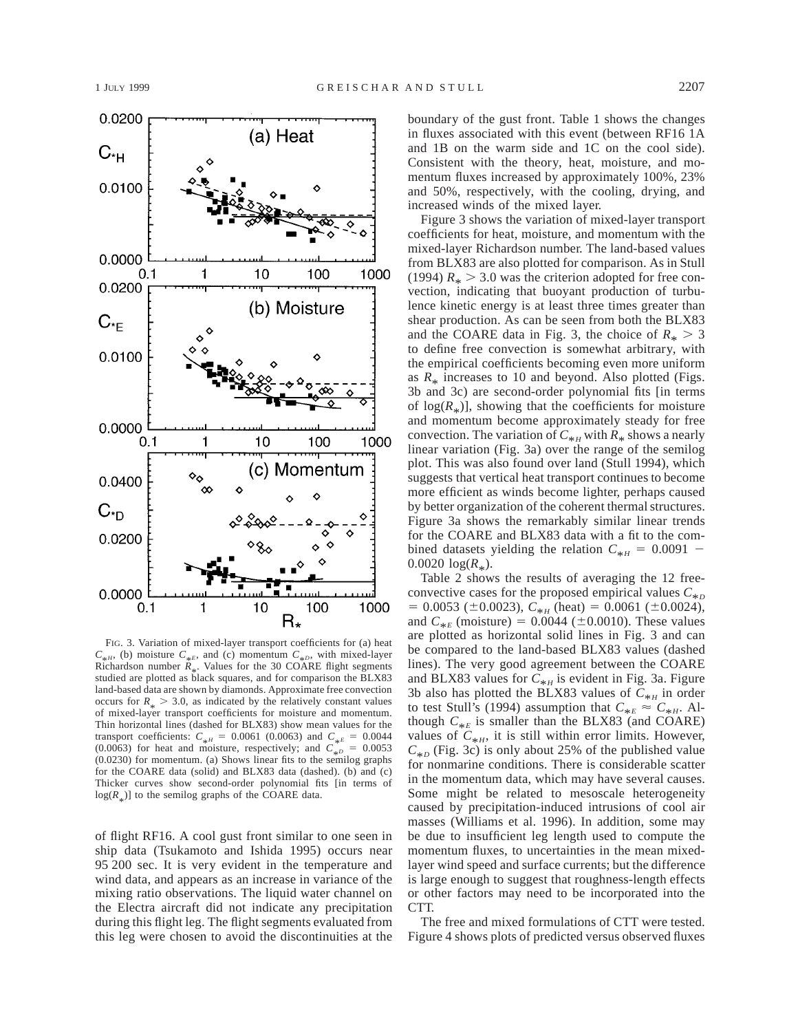FIG. 3. Variation of mixed-layer transport coefficients for (a) heat $C_{*H}$, (b) moisture $C_{*E}$, and (c) momentum $C_{*D}$, with mixed-layer Richardson number $R_*$. Values for the 30 COARE flight segments studied are plotted as black squares, and for comparison the BLX83 land-based data are shown by diamonds. Approximate free convection occurs for $R_* > 3.0$, as indicated by the relatively constant values of mixed-layer transport coefficients for moisture and momentum. Thin horizontal lines (dashed for BLX83) show mean values for the transport coefficients: $C_{*H} = 0.0061$ (0.0063) and $C_{*E} = 0.0044$ (0.0063) for heat and moisture, respectively; and $C_{*D} = 0.0053$ (0.0230) for momentum. (a) Shows linear fits to the semilog graphs for the COARE data (solid) and BLX83 data (dashed). (b) and (c) Thicker curves show second-order polynomial fits [in terms of $\log(R_*)$] to the semilog graphs of the COARE data.

of flight RF16. A cool gust front similar to one seen in ship data (Tsukamoto and Ishida 1995) occurs near 95 200 sec. It is very evident in the temperature and wind data, and appears as an increase in variance of the mixing ratio observations. The liquid water channel on the Electra aircraft did not indicate any precipitation during this flight leg. The flight segments evaluated from this leg were chosen to avoid the discontinuities at the boundary of the gust front. Table 1 shows the changes in fluxes associated with this event (between RF16 1A and 1B on the warm side and 1C on the cool side). Consistent with the theory, heat, moisture, and momentum fluxes increased by approximately 100%, 23% and 50%, respectively, with the cooling, drying, and increased winds of the mixed layer.

Figure 3 shows the variation of mixed-layer transport coefficients for heat, moisture, and momentum with the mixed-layer Richardson number. The land-based values from BLX83 are also plotted for comparison. As in Stull (1994) $R_* > 3.0$ was the criterion adopted for free convection, indicating that buoyant production of turbulence kinetic energy is at least three times greater than shear production. As can be seen from both the BLX83 and the COARE data in Fig. 3, the choice of $R_* > 3$ to define free convection is somewhat arbitrary, with the empirical coefficients becoming even more uniform as $R_*$ increases to 10 and beyond. Also plotted (Figs. 3b and 3c) are second-order polynomial fits [in terms of $\log(R_*)$], showing that the coefficients for moisture and momentum become approximately steady for free convection. The variation of $C_{*H}$ with $R_*$ shows a nearly linear variation (Fig. 3a) over the range of the semilog plot. This was also found over land (Stull 1994), which suggests that vertical heat transport continues to become more efficient as winds become lighter, perhaps caused by better organization of the coherent thermal structures. Figure 3a shows the remarkably similar linear trends for the COARE and BLX83 data with a fit to the combined datasets yielding the relation $C_{*H} = 0.0091 - 0.0020 \log(R_*)$.

Table 2 shows the results of averaging the 12 free-convective cases for the proposed empirical values $C_{*D} = 0.0053$ ($\pm$0.0023), $C_{*H}$ (heat) $= 0.0061$ ($\pm$0.0024), and $C_{*E}$ (moisture) $= 0.0044$ ($\pm$0.0010). These values are plotted as horizontal solid lines in Fig. 3 and can be compared to the land-based BLX83 values (dashed lines). The very good agreement between the COARE and BLX83 values for $C_{*H}$ is evident in Fig. 3a. Figure 3b also has plotted the BLX83 values of $C_{*H}$ in order to test Stull's (1994) assumption that $C_{*E} \approx C_{*H}$. Although $C_{*E}$ is smaller than the BLX83 (and COARE) values of $C_{*H}$, it is still within error limits. However, $C_{*D}$ (Fig. 3c) is only about 25% of the published value for nonmarine conditions. There is considerable scatter in the momentum data, which may have several causes. Some might be related to mesoscale heterogeneity caused by precipitation-induced intrusions of cool air masses (Williams et al. 1996). In addition, some may be due to insufficient leg length used to compute the momentum fluxes, to uncertainties in the mean mixed-layer wind speed and surface currents; but the difference is large enough to suggest that roughness-length effects or other factors may need to be incorporated into the CTT.

The free and mixed formulations of CTT were tested. Figure 4 shows plots of predicted versus observed fluxes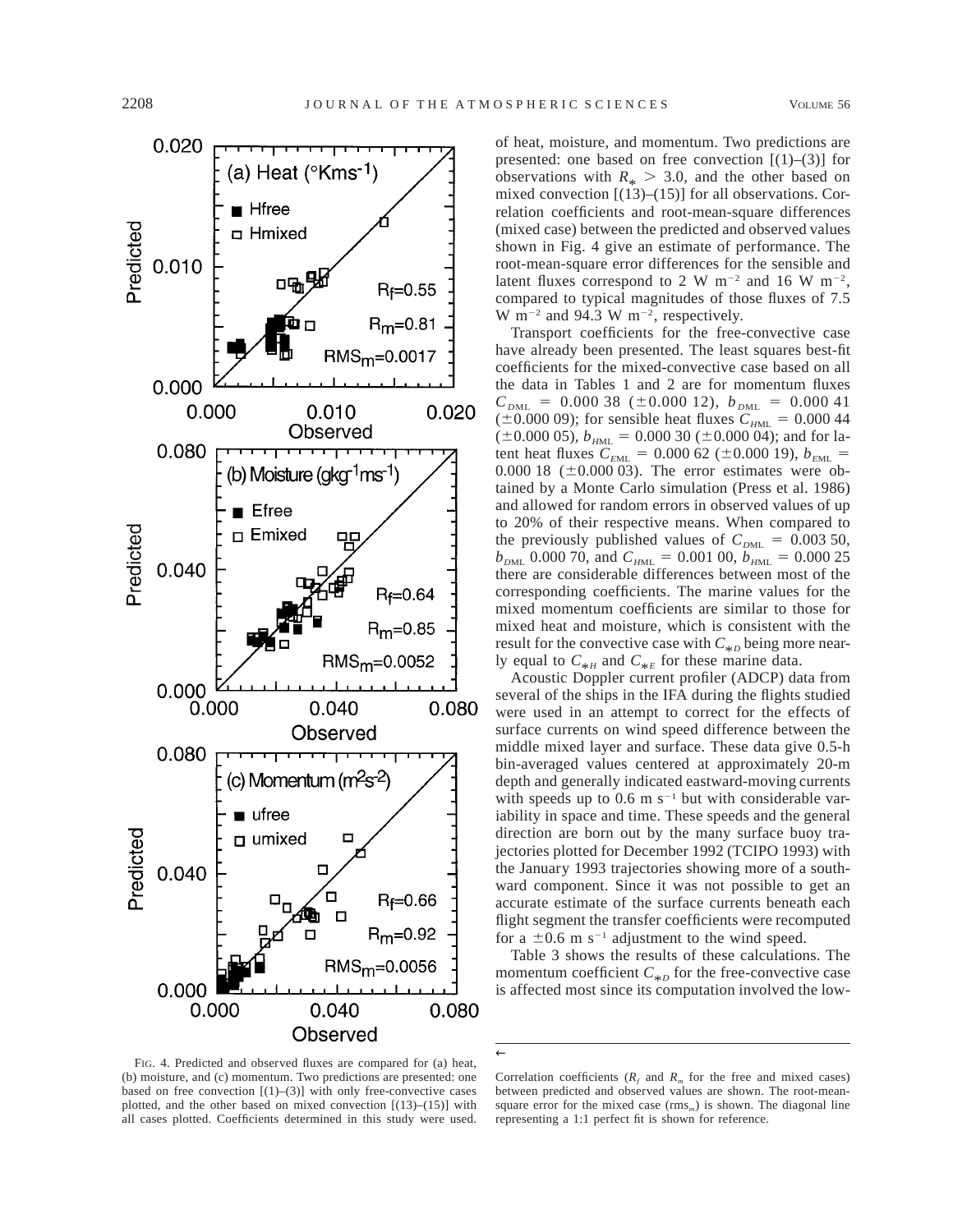of heat, moisture, and momentum. Two predictions are presented: one based on free convection [(1)–(3)] for observations with $R_* > 3.0$, and the other based on mixed convection [(13)–(15)] for all observations. Correlation coefficients and root-mean-square differences (mixed case) between the predicted and observed values shown in Fig. 4 give an estimate of performance. The root-mean-square error differences for the sensible and latent fluxes correspond to 2 W m$^{-2}$ and 16 W m$^{-2}$, compared to typical magnitudes of those fluxes of 7.5 W m$^{-2}$ and 94.3 W m$^{-2}$, respectively.

Transport coefficients for the free-convective case have already been presented. The least squares best-fit coefficients for the mixed-convective case based on all the data in Tables 1 and 2 are for momentum fluxes $C_{DML}$ = 0.000 38 (±0.000 12), $b_{DML}$ = 0.000 41 (±0.000 09); for sensible heat fluxes $C_{HML}$ = 0.000 44 (±0.000 05), $b_{HML}$ = 0.000 30 (±0.000 04); and for latent heat fluxes $C_{EML}$ = 0.000 62 (±0.000 19), $b_{EML}$ = 0.000 18 (±0.000 03). The error estimates were obtained by a Monte Carlo simulation (Press et al. 1986) and allowed for random errors in observed values of up to 20% of their respective means. When compared to the previously published values of $C_{DML}$ = 0.003 50, $b_{DML}$ 0.000 70, and $C_{HML}$ = 0.001 00, $b_{HML}$ = 0.000 25 there are considerable differences between most of the corresponding coefficients. The marine values for the mixed momentum coefficients are similar to those for mixed heat and moisture, which is consistent with the result for the convective case with $C_{*D}$ being more nearly equal to $C_{*H}$ and $C_{*E}$ for these marine data.

Acoustic Doppler current profiler (ADCP) data from several of the ships in the IFA during the flights studied were used in an attempt to correct for the effects of surface currents on wind speed difference between the middle mixed layer and surface. These data give 0.5-h bin-averaged values centered at approximately 20-m depth and generally indicated eastward-moving currents with speeds up to 0.6 m s$^{-1}$ but with considerable variability in space and time. These speeds and the general direction are born out by the many surface buoy trajectories plotted for December 1992 (TCIPO 1993) with the January 1993 trajectories showing more of a southward component. Since it was not possible to get an accurate estimate of the surface currents beneath each flight segment the transfer coefficients were recomputed for a ±0.6 m s$^{-1}$ adjustment to the wind speed.

Table 3 shows the results of these calculations. The momentum coefficient $C_{*D}$ for the free-convective case is affected most since its computation involved the low-

FIG. 4. Predicted and observed fluxes are compared for (a) heat, (b) moisture, and (c) momentum. Two predictions are presented: one based on free convection [(1)–(3)] with only free-convective cases plotted, and the other based on mixed convection [(13)–(15)] with all cases plotted. Coefficients determined in this study were used. Correlation coefficients ($R_f$ and $R_m$ for the free and mixed cases) between predicted and observed values are shown. The root-mean-square error for the mixed case (rms$_m$) is shown. The diagonal line representing a 1:1 perfect fit is shown for reference.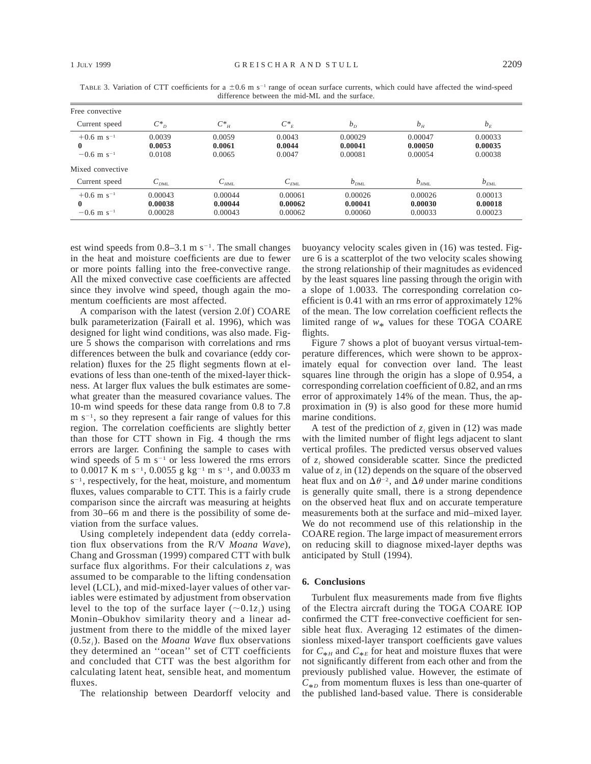TABLE 3. Variation of CTT coefficients for a ±0.6 m s$^{-1}$ range of ocean surface currents, which could have affected the wind-speed difference between the mid-ML and the surface.

| Free convective | | | | | | |
|---|---|---|---|---|---|---|
| Current speed | $C^*_D$ | $C^*_H$ | $C^*_E$ | $b_D$ | $b_H$ | $b_E$ |
| +0.6 m s$^{-1}$ | 0.0039 | 0.0059 | 0.0043 | 0.00029 | 0.00047 | 0.00033 |
| **0** | **0.0053** | **0.0061** | **0.0044** | **0.00041** | **0.00050** | **0.00035** |
| −0.6 m s$^{-1}$ | 0.0108 | 0.0065 | 0.0047 | 0.00081 | 0.00054 | 0.00038 |
| **Mixed convective** | | | | | | |
| Current speed | $C_{DML}$ | $C_{HML}$ | $C_{EML}$ | $b_{DML}$ | $b_{HML}$ | $b_{EML}$ |
| +0.6 m s$^{-1}$ | 0.00043 | 0.00044 | 0.00061 | 0.00026 | 0.00026 | 0.00013 |
| **0** | **0.00038** | **0.00044** | **0.00062** | **0.00041** | **0.00030** | **0.00018** |
| −0.6 m s$^{-1}$ | 0.00028 | 0.00043 | 0.00062 | 0.00060 | 0.00033 | 0.00023 |

est wind speeds from 0.8–3.1 m s$^{-1}$. The small changes in the heat and moisture coefficients are due to fewer or more points falling into the free-convective range. All the mixed convective case coefficients are affected since they involve wind speed, though again the momentum coefficients are most affected.

A comparison with the latest (version 2.0f) COARE bulk parameterization (Fairall et al. 1996), which was designed for light wind conditions, was also made. Figure 5 shows the comparison with correlations and rms differences between the bulk and covariance (eddy correlation) fluxes for the 25 flight segments flown at elevations of less than one-tenth of the mixed-layer thickness. At larger flux values the bulk estimates are somewhat greater than the measured covariance values. The 10-m wind speeds for these data range from 0.8 to 7.8 m s$^{-1}$, so they represent a fair range of values for this region. The correlation coefficients are slightly better than those for CTT shown in Fig. 4 though the rms errors are larger. Confining the sample to cases with wind speeds of 5 m s$^{-1}$ or less lowered the rms errors to 0.0017 K m s$^{-1}$, 0.0055 g kg$^{-1}$ m s$^{-1}$, and 0.0033 m s$^{-1}$, respectively, for the heat, moisture, and momentum fluxes, values comparable to CTT. This is a fairly crude comparison since the aircraft was measuring at heights from 30–66 m and there is the possibility of some deviation from the surface values.

Using completely independent data (eddy correlation flux observations from the R/V *Moana Wave*), Chang and Grossman (1999) compared CTT with bulk surface flux algorithms. For their calculations $z_i$ was assumed to be comparable to the lifting condensation level (LCL), and mid-mixed-layer values of other variables were estimated by adjustment from observation level to the top of the surface layer ($\sim 0.1z_i$) using Monin–Obukhov similarity theory and a linear adjustment from there to the middle of the mixed layer ($0.5z_i$). Based on the *Moana Wave* flux observations they determined an ''ocean'' set of CTT coefficients and concluded that CTT was the best algorithm for calculating latent heat, sensible heat, and momentum fluxes.

The relationship between Deardorff velocity and buoyancy velocity scales given in (16) was tested. Figure 6 is a scatterplot of the two velocity scales showing the strong relationship of their magnitudes as evidenced by the least squares line passing through the origin with a slope of 1.0033. The corresponding correlation coefficient is 0.41 with an rms error of approximately 12% of the mean. The low correlation coefficient reflects the limited range of $w_*$ values for these TOGA COARE flights.

Figure 7 shows a plot of buoyant versus virtual-temperature differences, which were shown to be approximately equal for convection over land. The least squares line through the origin has a slope of 0.954, a corresponding correlation coefficient of 0.82, and an rms error of approximately 14% of the mean. Thus, the approximation in (9) is also good for these more humid marine conditions.

A test of the prediction of $z_i$ given in (12) was made with the limited number of flight legs adjacent to slant vertical profiles. The predicted versus observed values of $z_i$ showed considerable scatter. Since the predicted value of $z_i$ in (12) depends on the square of the observed heat flux and on $\Delta\theta^{-2}$, and $\Delta\theta$ under marine conditions is generally quite small, there is a strong dependence on the observed heat flux and on accurate temperature measurements both at the surface and mid–mixed layer. We do not recommend use of this relationship in the COARE region. The large impact of measurement errors on reducing skill to diagnose mixed-layer depths was anticipated by Stull (1994).

## 6. Conclusions

Turbulent flux measurements made from five flights of the Electra aircraft during the TOGA COARE IOP confirmed the CTT free-convective coefficient for sensible heat flux. Averaging 12 estimates of the dimensionless mixed-layer transport coefficients gave values for $C_{*H}$ and $C_{*E}$ for heat and moisture fluxes that were not significantly different from each other and from the previously published value. However, the estimate of $C_{*D}$ from momentum fluxes is less than one-quarter of the published land-based value. There is considerable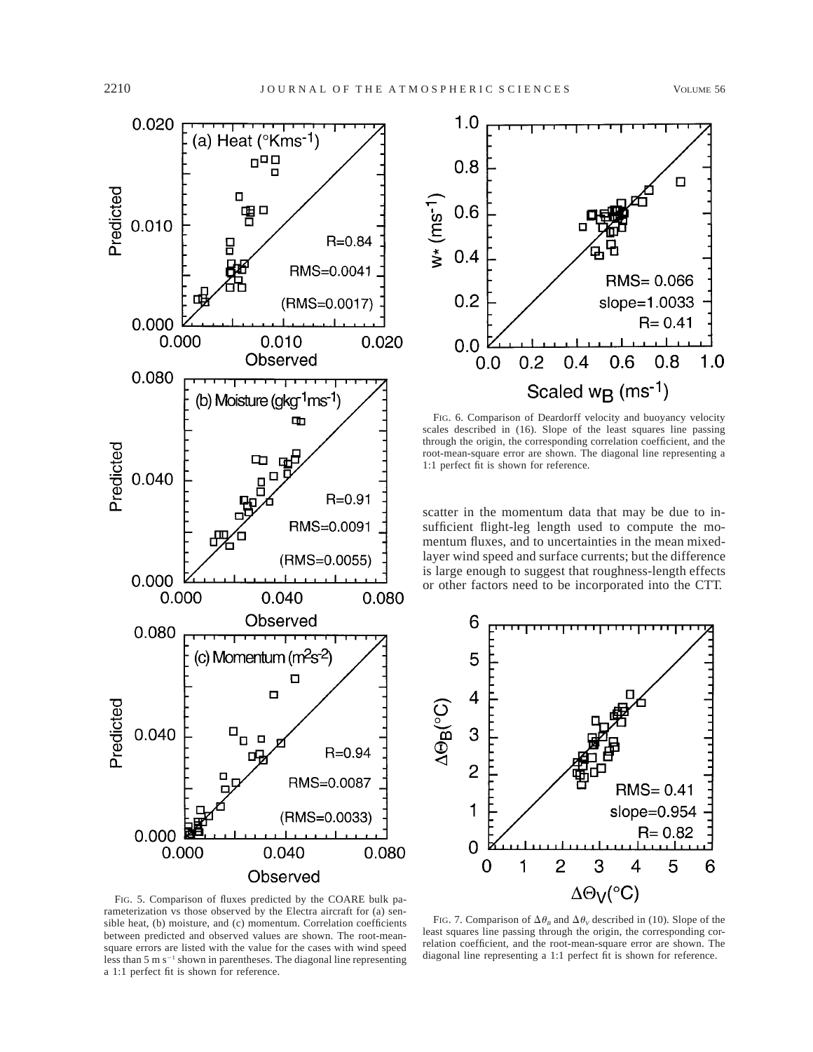FIG. 5. Comparison of fluxes predicted by the COARE bulk parameterization vs those observed by the Electra aircraft for (a) sensible heat, (b) moisture, and (c) momentum. Correlation coefficients between predicted and observed values are shown. The root-mean-square errors are listed with the value for the cases with wind speed less than 5 m $s^{-1}$ shown in parentheses. The diagonal line representing a 1:1 perfect fit is shown for reference.

FIG. 6. Comparison of Deardorff velocity and buoyancy velocity scales described in (16). Slope of the least squares line passing through the origin, the corresponding correlation coefficient, and the root-mean-square error are shown. The diagonal line representing a 1:1 perfect fit is shown for reference.

scatter in the momentum data that may be due to insufficient flight-leg length used to compute the momentum fluxes, and to uncertainties in the mean mixed-layer wind speed and surface currents; but the difference is large enough to suggest that roughness-length effects or other factors need to be incorporated into the CTT.

FIG. 7. Comparison of $\Delta\theta_B$ and $\Delta\theta_V$ described in (10). Slope of the least squares line passing through the origin, the corresponding correlation coefficient, and the root-mean-square error are shown. The diagonal line representing a 1:1 perfect fit is shown for reference.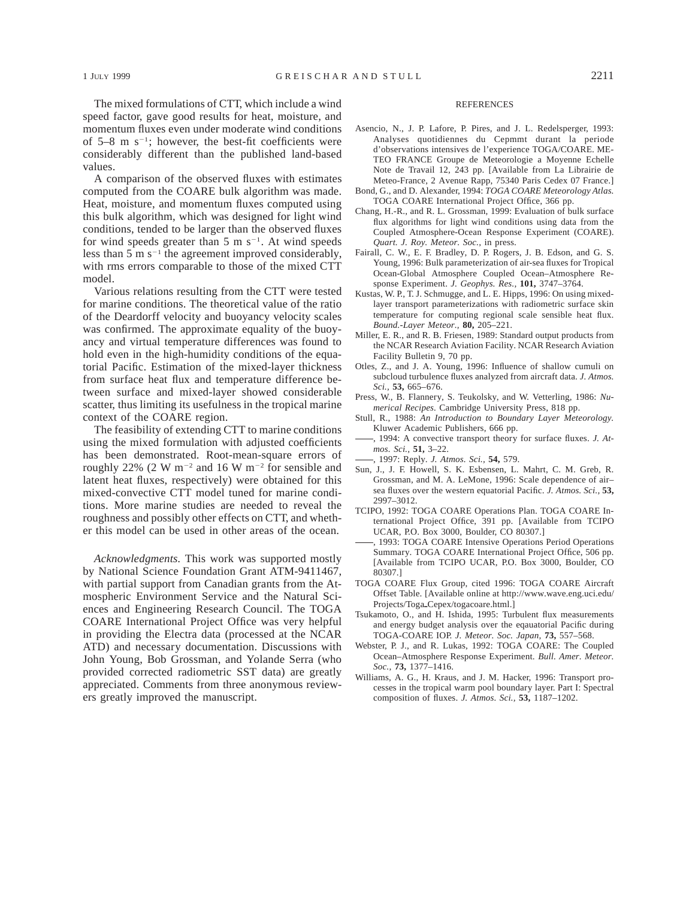The mixed formulations of CTT, which include a wind speed factor, gave good results for heat, moisture, and momentum fluxes even under moderate wind conditions of 5–8 m $s^{-1}$; however, the best-fit coefficients were considerably different than the published land-based values.

A comparison of the observed fluxes with estimates computed from the COARE bulk algorithm was made. Heat, moisture, and momentum fluxes computed using this bulk algorithm, which was designed for light wind conditions, tended to be larger than the observed fluxes for wind speeds greater than 5 m $s^{-1}$. At wind speeds less than 5 m $s^{-1}$ the agreement improved considerably, with rms errors comparable to those of the mixed CTT model.

Various relations resulting from the CTT were tested for marine conditions. The theoretical value of the ratio of the Deardorff velocity and buoyancy velocity scales was confirmed. The approximate equality of the buoyancy and virtual temperature differences was found to hold even in the high-humidity conditions of the equatorial Pacific. Estimation of the mixed-layer thickness from surface heat flux and temperature difference between surface and mixed-layer showed considerable scatter, thus limiting its usefulness in the tropical marine context of the COARE region.

The feasibility of extending CTT to marine conditions using the mixed formulation with adjusted coefficients has been demonstrated. Root-mean-square errors of roughly 22% (2 W $m^{-2}$ and 16 W $m^{-2}$ for sensible and latent heat fluxes, respectively) were obtained for this mixed-convective CTT model tuned for marine conditions. More marine studies are needed to reveal the roughness and possibly other effects on CTT, and whether this model can be used in other areas of the ocean.

*Acknowledgments.* This work was supported mostly by National Science Foundation Grant ATM-9411467, with partial support from Canadian grants from the Atmospheric Environment Service and the Natural Sciences and Engineering Research Council. The TOGA COARE International Project Office was very helpful in providing the Electra data (processed at the NCAR ATD) and necessary documentation. Discussions with John Young, Bob Grossman, and Yolande Serra (who provided corrected radiometric SST data) are greatly appreciated. Comments from three anonymous reviewers greatly improved the manuscript.

## REFERENCES

Asencio, N., J. P. Lafore, P. Pires, and J. L. Redelsperger, 1993: Analyses quotidiennes du Cepmmt durant la periode d'observations intensives de l'experience TOGA/COARE. METEO FRANCE Groupe de Meteorologie a Moyenne Echelle Note de Travail 12, 243 pp. [Available from La Librairie de Meteo-France, 2 Avenue Rapp, 75340 Paris Cedex 07 France.]

Bond, G., and D. Alexander, 1994: *TOGA COARE Meteorology Atlas.* TOGA COARE International Project Office, 366 pp.

Chang, H.-R., and R. L. Grossman, 1999: Evaluation of bulk surface flux algorithms for light wind conditions using data from the Coupled Atmosphere-Ocean Response Experiment (COARE). *Quart. J. Roy. Meteor. Soc.*, in press.

Fairall, C. W., E. F. Bradley, D. P. Rogers, J. B. Edson, and G. S. Young, 1996: Bulk parameterization of air-sea fluxes for Tropical Ocean-Global Atmosphere Coupled Ocean–Atmosphere Response Experiment. *J. Geophys. Res.*, **101,** 3747–3764.

Kustas, W. P., T. J. Schmugge, and L. E. Hipps, 1996: On using mixed-layer transport parameterizations with radiometric surface skin temperature for computing regional scale sensible heat flux. *Bound.-Layer Meteor.*, **80,** 205–221.

Miller, E. R., and R. B. Friesen, 1989: Standard output products from the NCAR Research Aviation Facility. NCAR Research Aviation Facility Bulletin 9, 70 pp.

Otles, Z., and J. A. Young, 1996: Influence of shallow cumuli on subcloud turbulence fluxes analyzed from aircraft data. *J. Atmos. Sci.*, **53,** 665–676.

Press, W., B. Flannery, S. Teukolsky, and W. Vetterling, 1986: *Numerical Recipes.* Cambridge University Press, 818 pp.

Stull, R., 1988: *An Introduction to Boundary Layer Meteorology.* Kluwer Academic Publishers, 666 pp.

——, 1994: A convective transport theory for surface fluxes. *J. Atmos. Sci.*, **51,** 3–22.

——, 1997: Reply. *J. Atmos. Sci.*, **54,** 579.

Sun, J., J. F. Howell, S. K. Esbensen, L. Mahrt, C. M. Greb, R. Grossman, and M. A. LeMone, 1996: Scale dependence of air–sea fluxes over the western equatorial Pacific. *J. Atmos. Sci.*, **53,** 2997–3012.

TCIPO, 1992: TOGA COARE Operations Plan. TOGA COARE International Project Office, 391 pp. [Available from TCIPO UCAR, P.O. Box 3000, Boulder, CO 80307.]

——, 1993: TOGA COARE Intensive Operations Period Operations Summary. TOGA COARE International Project Office, 506 pp. [Available from TCIPO UCAR, P.O. Box 3000, Boulder, CO 80307.]

TOGA COARE Flux Group, cited 1996: TOGA COARE Aircraft Offset Table. [Available online at http://www.wave.eng.uci.edu/Projects/Toga_Cepex/togacoare.html.]

Tsukamoto, O., and H. Ishida, 1995: Turbulent flux measurements and energy budget analysis over the eqauatorial Pacific during TOGA-COARE IOP. *J. Meteor. Soc. Japan*, **73,** 557–568.

Webster, P. J., and R. Lukas, 1992: TOGA COARE: The Coupled Ocean–Atmosphere Response Experiment. *Bull. Amer. Meteor. Soc.*, **73,** 1377–1416.

Williams, A. G., H. Kraus, and J. M. Hacker, 1996: Transport processes in the tropical warm pool boundary layer. Part I: Spectral composition of fluxes. *J. Atmos. Sci.*, **53,** 1187–1202.